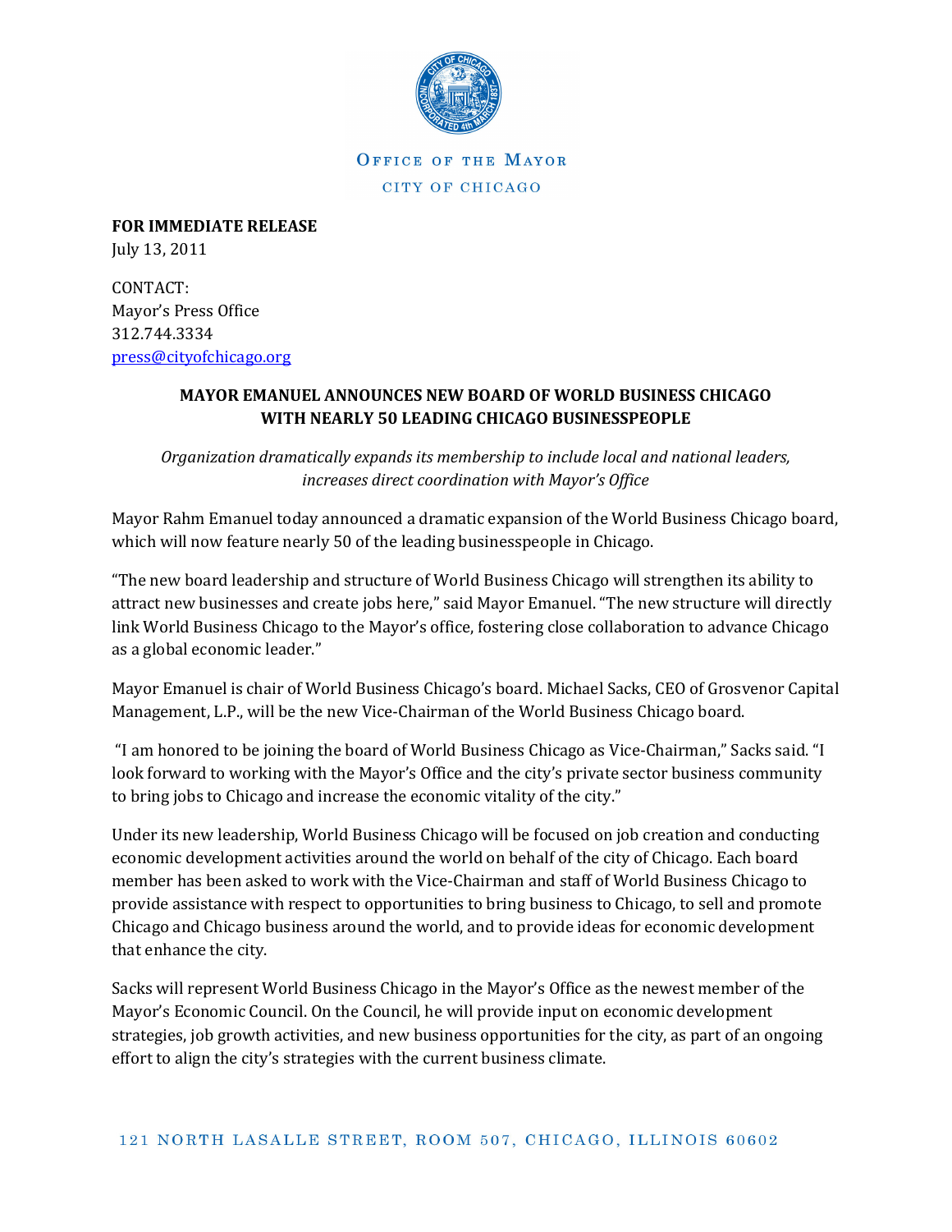OFFICE OF THE MAYOR

CITY OF CHICAGO

**FOR IMMEDIATE RELEASE**
July 13, 2011

CONTACT:
Mayor's Press Office
312.744.3334
press@cityofchicago.org

**MAYOR EMANUEL ANNOUNCES NEW BOARD OF WORLD BUSINESS CHICAGO WITH NEARLY 50 LEADING CHICAGO BUSINESSPEOPLE**

*Organization dramatically expands its membership to include local and national leaders, increases direct coordination with Mayor's Office*

Mayor Rahm Emanuel today announced a dramatic expansion of the World Business Chicago board, which will now feature nearly 50 of the leading businesspeople in Chicago.

"The new board leadership and structure of World Business Chicago will strengthen its ability to attract new businesses and create jobs here," said Mayor Emanuel. "The new structure will directly link World Business Chicago to the Mayor's office, fostering close collaboration to advance Chicago as a global economic leader."

Mayor Emanuel is chair of World Business Chicago's board. Michael Sacks, CEO of Grosvenor Capital Management, L.P., will be the new Vice-Chairman of the World Business Chicago board.

"I am honored to be joining the board of World Business Chicago as Vice-Chairman," Sacks said. "I look forward to working with the Mayor's Office and the city's private sector business community to bring jobs to Chicago and increase the economic vitality of the city."

Under its new leadership, World Business Chicago will be focused on job creation and conducting economic development activities around the world on behalf of the city of Chicago. Each board member has been asked to work with the Vice-Chairman and staff of World Business Chicago to provide assistance with respect to opportunities to bring business to Chicago, to sell and promote Chicago and Chicago business around the world, and to provide ideas for economic development that enhance the city.

Sacks will represent World Business Chicago in the Mayor's Office as the newest member of the Mayor's Economic Council. On the Council, he will provide input on economic development strategies, job growth activities, and new business opportunities for the city, as part of an ongoing effort to align the city's strategies with the current business climate.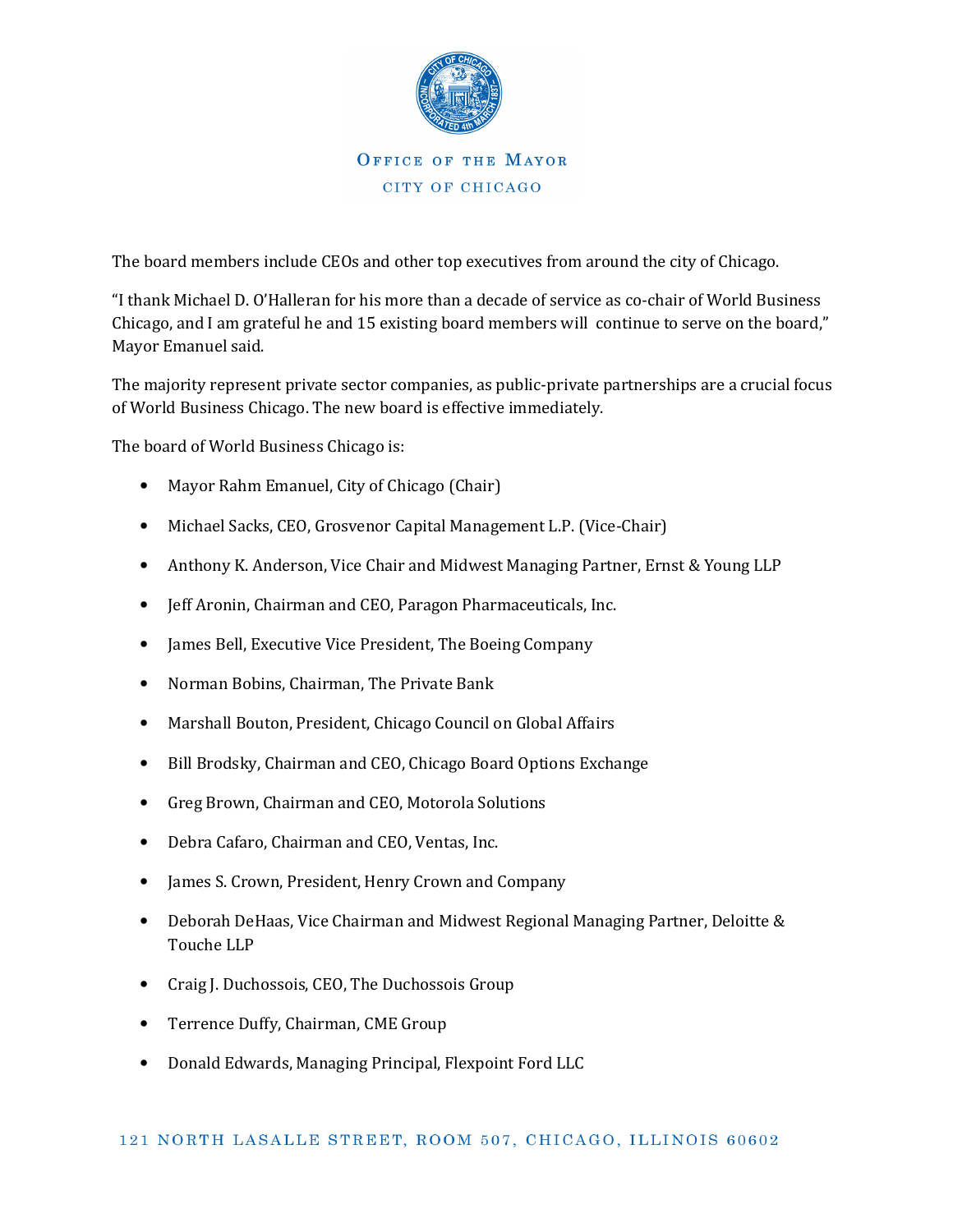The board members include CEOs and other top executives from around the city of Chicago.

"I thank Michael D. O'Halleran for his more than a decade of service as co-chair of World Business Chicago, and I am grateful he and 15 existing board members will continue to serve on the board," Mayor Emanuel said.

The majority represent private sector companies, as public-private partnerships are a crucial focus of World Business Chicago. The new board is effective immediately.

The board of World Business Chicago is:

- Mayor Rahm Emanuel, City of Chicago (Chair)
- Michael Sacks, CEO, Grosvenor Capital Management L.P. (Vice-Chair)
- Anthony K. Anderson, Vice Chair and Midwest Managing Partner, Ernst & Young LLP
- Jeff Aronin, Chairman and CEO, Paragon Pharmaceuticals, Inc.
- James Bell, Executive Vice President, The Boeing Company
- Norman Bobins, Chairman, The Private Bank
- Marshall Bouton, President, Chicago Council on Global Affairs
- Bill Brodsky, Chairman and CEO, Chicago Board Options Exchange
- Greg Brown, Chairman and CEO, Motorola Solutions
- Debra Cafaro, Chairman and CEO, Ventas, Inc.
- James S. Crown, President, Henry Crown and Company
- Deborah DeHaas, Vice Chairman and Midwest Regional Managing Partner, Deloitte & Touche LLP
- Craig J. Duchossois, CEO, The Duchossois Group
- Terrence Duffy, Chairman, CME Group
- Donald Edwards, Managing Principal, Flexpoint Ford LLC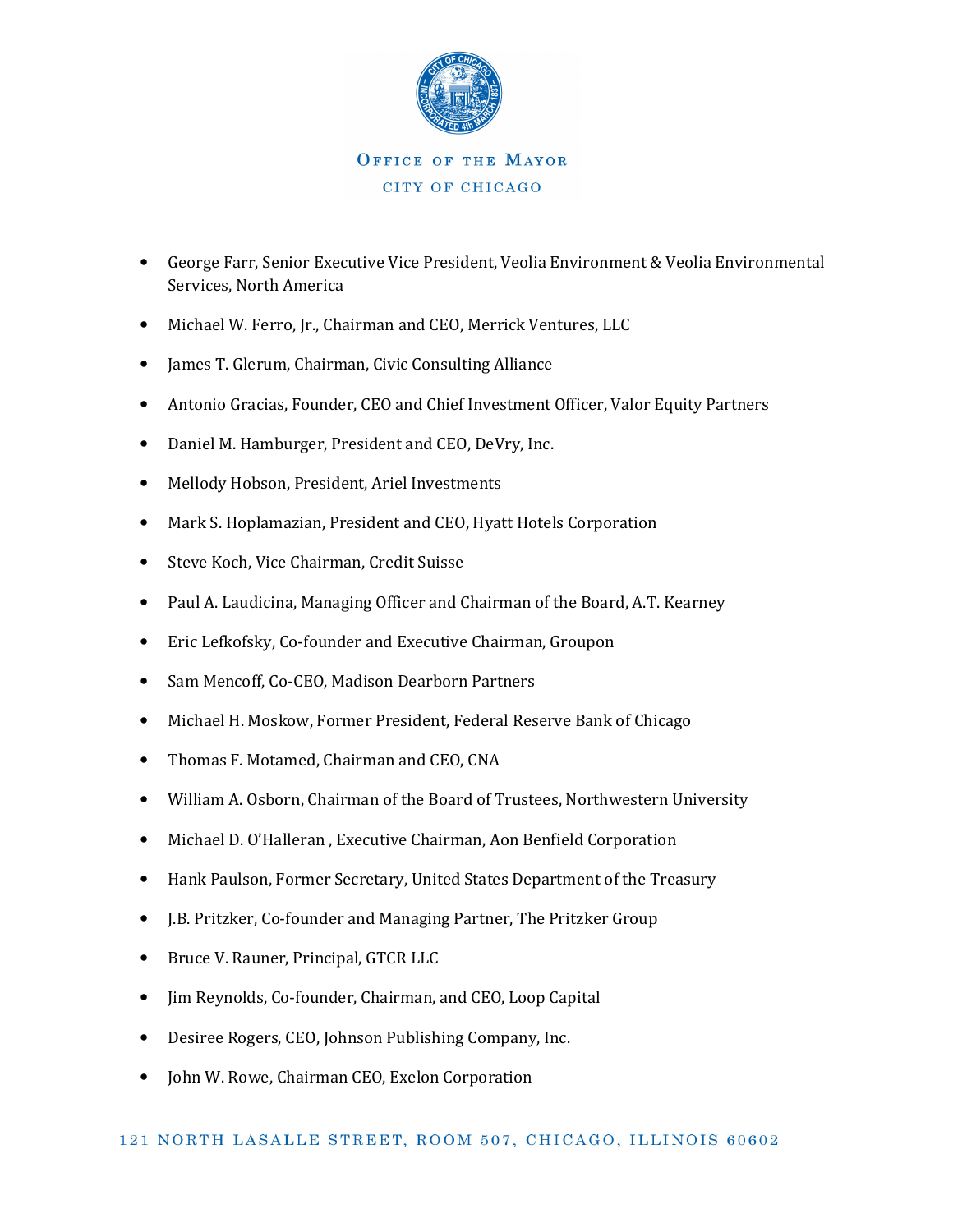- George Farr, Senior Executive Vice President, Veolia Environment & Veolia Environmental Services, North America
- Michael W. Ferro, Jr., Chairman and CEO, Merrick Ventures, LLC
- James T. Glerum, Chairman, Civic Consulting Alliance
- Antonio Gracias, Founder, CEO and Chief Investment Officer, Valor Equity Partners
- Daniel M. Hamburger, President and CEO, DeVry, Inc.
- Mellody Hobson, President, Ariel Investments
- Mark S. Hoplamazian, President and CEO, Hyatt Hotels Corporation
- Steve Koch, Vice Chairman, Credit Suisse
- Paul A. Laudicina, Managing Officer and Chairman of the Board, A.T. Kearney
- Eric Lefkofsky, Co-founder and Executive Chairman, Groupon
- Sam Mencoff, Co-CEO, Madison Dearborn Partners
- Michael H. Moskow, Former President, Federal Reserve Bank of Chicago
- Thomas F. Motamed, Chairman and CEO, CNA
- William A. Osborn, Chairman of the Board of Trustees, Northwestern University
- Michael D. O'Halleran , Executive Chairman, Aon Benfield Corporation
- Hank Paulson, Former Secretary, United States Department of the Treasury
- J.B. Pritzker, Co-founder and Managing Partner, The Pritzker Group
- Bruce V. Rauner, Principal, GTCR LLC
- Jim Reynolds, Co-founder, Chairman, and CEO, Loop Capital
- Desiree Rogers, CEO, Johnson Publishing Company, Inc.
- John W. Rowe, Chairman CEO, Exelon Corporation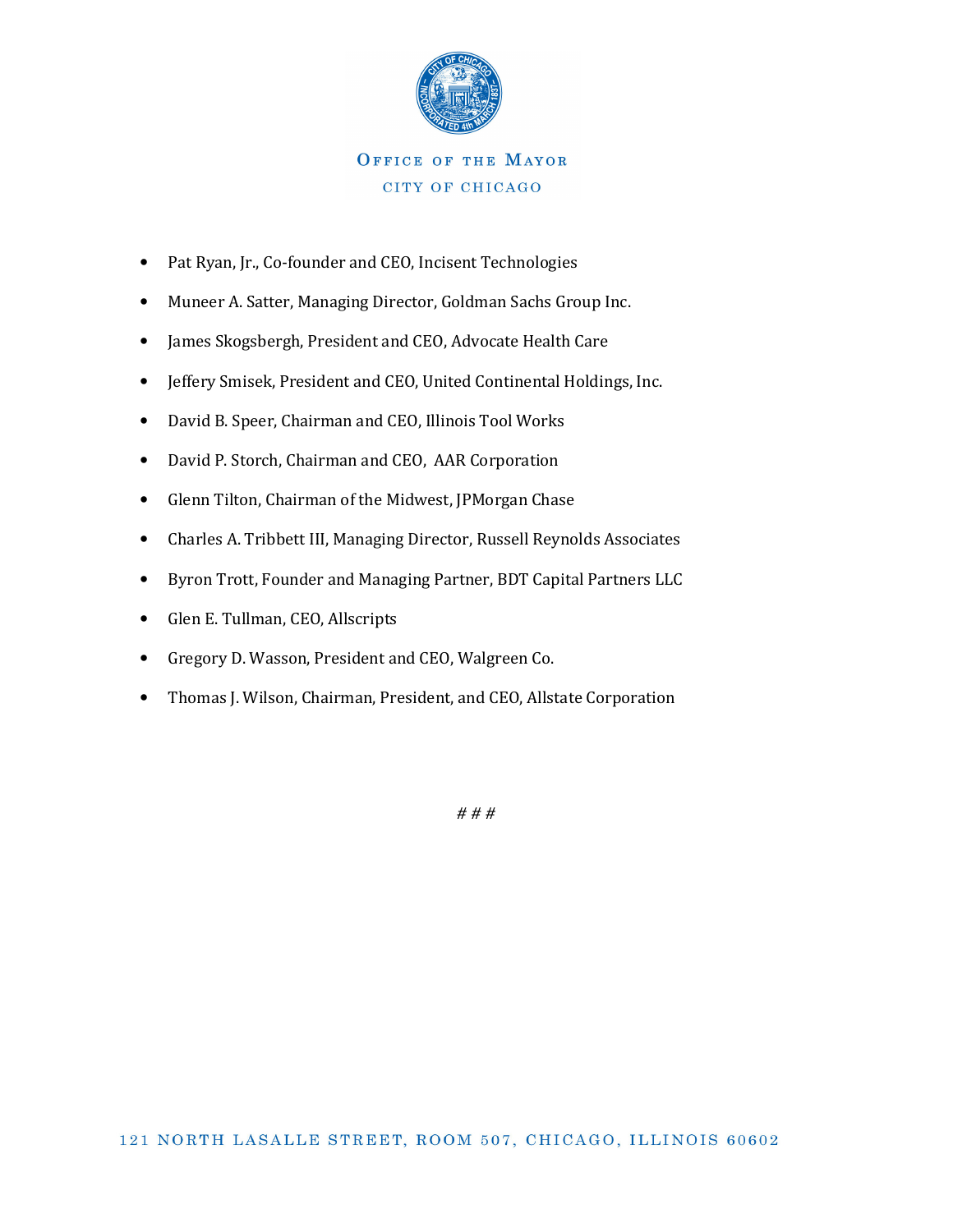- Pat Ryan, Jr., Co-founder and CEO, Incisent Technologies
- Muneer A. Satter, Managing Director, Goldman Sachs Group Inc.
- James Skogsbergh, President and CEO, Advocate Health Care
- Jeffery Smisek, President and CEO, United Continental Holdings, Inc.
- David B. Speer, Chairman and CEO, Illinois Tool Works
- David P. Storch, Chairman and CEO, AAR Corporation
- Glenn Tilton, Chairman of the Midwest, JPMorgan Chase
- Charles A. Tribbett III, Managing Director, Russell Reynolds Associates
- Byron Trott, Founder and Managing Partner, BDT Capital Partners LLC
- Glen E. Tullman, CEO, Allscripts
- Gregory D. Wasson, President and CEO, Walgreen Co.
- Thomas J. Wilson, Chairman, President, and CEO, Allstate Corporation

# # #